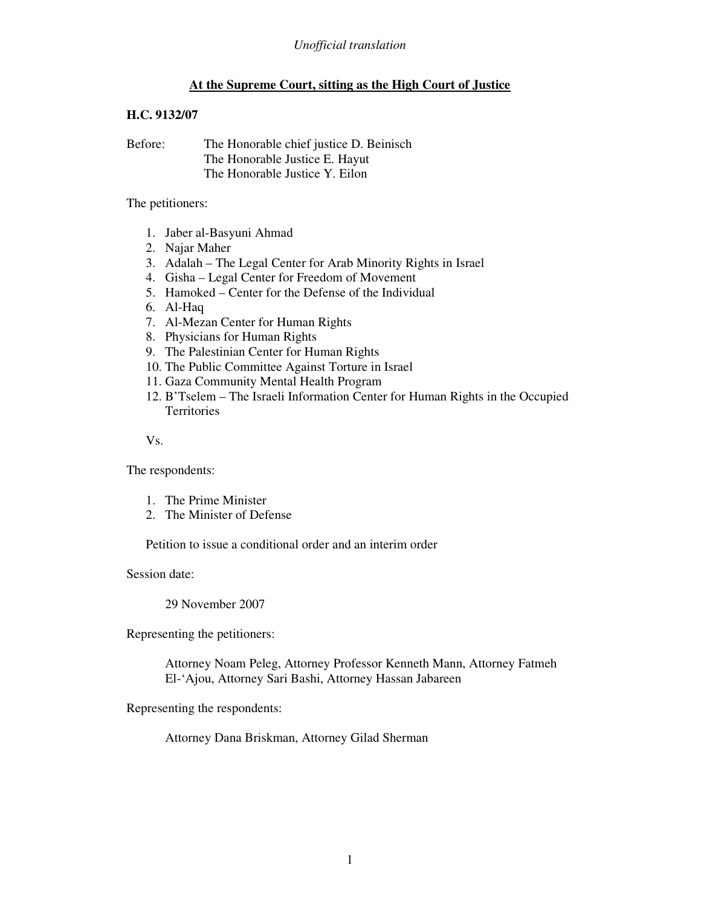*Unofficial translation*

**At the Supreme Court, sitting as the High Court of Justice**

**H.C. 9132/07**

Before: The Honorable chief justice D. Beinisch
The Honorable Justice E. Hayut
The Honorable Justice Y. Eilon

The petitioners:

1. Jaber al-Basyuni Ahmad
2. Najar Maher
3. Adalah – The Legal Center for Arab Minority Rights in Israel
4. Gisha – Legal Center for Freedom of Movement
5. Hamoked – Center for the Defense of the Individual
6. Al-Haq
7. Al-Mezan Center for Human Rights
8. Physicians for Human Rights
9. The Palestinian Center for Human Rights
10. The Public Committee Against Torture in Israel
11. Gaza Community Mental Health Program
12. B'Tselem – The Israeli Information Center for Human Rights in the Occupied Territories

Vs.

The respondents:

1. The Prime Minister
2. The Minister of Defense

Petition to issue a conditional order and an interim order

Session date:

29 November 2007

Representing the petitioners:

Attorney Noam Peleg, Attorney Professor Kenneth Mann, Attorney Fatmeh El-'Ajou, Attorney Sari Bashi, Attorney Hassan Jabareen

Representing the respondents:

Attorney Dana Briskman, Attorney Gilad Sherman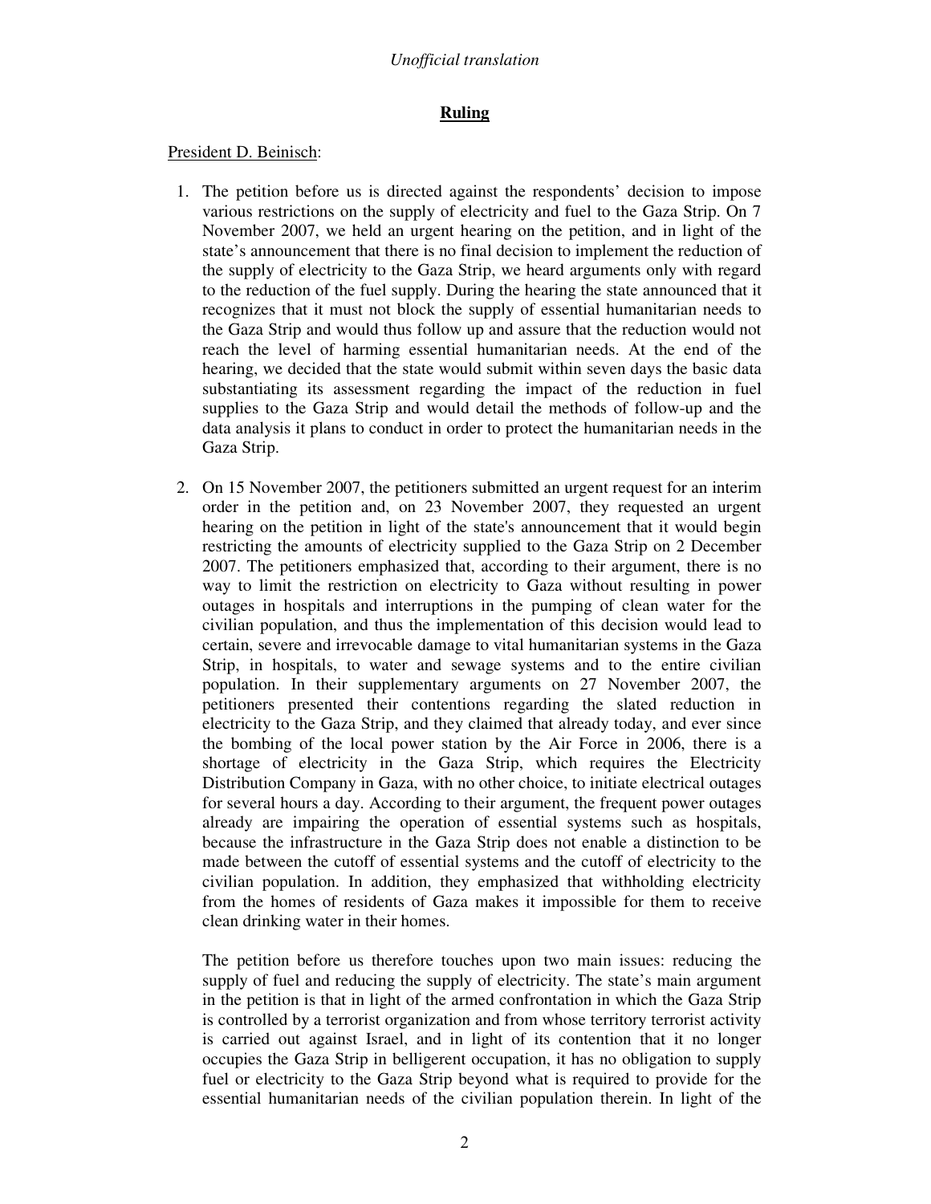*Unofficial translation*

**Ruling**

President D. Beinisch:

1. The petition before us is directed against the respondents' decision to impose various restrictions on the supply of electricity and fuel to the Gaza Strip. On 7 November 2007, we held an urgent hearing on the petition, and in light of the state's announcement that there is no final decision to implement the reduction of the supply of electricity to the Gaza Strip, we heard arguments only with regard to the reduction of the fuel supply. During the hearing the state announced that it recognizes that it must not block the supply of essential humanitarian needs to the Gaza Strip and would thus follow up and assure that the reduction would not reach the level of harming essential humanitarian needs. At the end of the hearing, we decided that the state would submit within seven days the basic data substantiating its assessment regarding the impact of the reduction in fuel supplies to the Gaza Strip and would detail the methods of follow-up and the data analysis it plans to conduct in order to protect the humanitarian needs in the Gaza Strip.

2. On 15 November 2007, the petitioners submitted an urgent request for an interim order in the petition and, on 23 November 2007, they requested an urgent hearing on the petition in light of the state's announcement that it would begin restricting the amounts of electricity supplied to the Gaza Strip on 2 December 2007. The petitioners emphasized that, according to their argument, there is no way to limit the restriction on electricity to Gaza without resulting in power outages in hospitals and interruptions in the pumping of clean water for the civilian population, and thus the implementation of this decision would lead to certain, severe and irrevocable damage to vital humanitarian systems in the Gaza Strip, in hospitals, to water and sewage systems and to the entire civilian population. In their supplementary arguments on 27 November 2007, the petitioners presented their contentions regarding the slated reduction in electricity to the Gaza Strip, and they claimed that already today, and ever since the bombing of the local power station by the Air Force in 2006, there is a shortage of electricity in the Gaza Strip, which requires the Electricity Distribution Company in Gaza, with no other choice, to initiate electrical outages for several hours a day. According to their argument, the frequent power outages already are impairing the operation of essential systems such as hospitals, because the infrastructure in the Gaza Strip does not enable a distinction to be made between the cutoff of essential systems and the cutoff of electricity to the civilian population. In addition, they emphasized that withholding electricity from the homes of residents of Gaza makes it impossible for them to receive clean drinking water in their homes.

   The petition before us therefore touches upon two main issues: reducing the supply of fuel and reducing the supply of electricity. The state's main argument in the petition is that in light of the armed confrontation in which the Gaza Strip is controlled by a terrorist organization and from whose territory terrorist activity is carried out against Israel, and in light of its contention that it no longer occupies the Gaza Strip in belligerent occupation, it has no obligation to supply fuel or electricity to the Gaza Strip beyond what is required to provide for the essential humanitarian needs of the civilian population therein. In light of the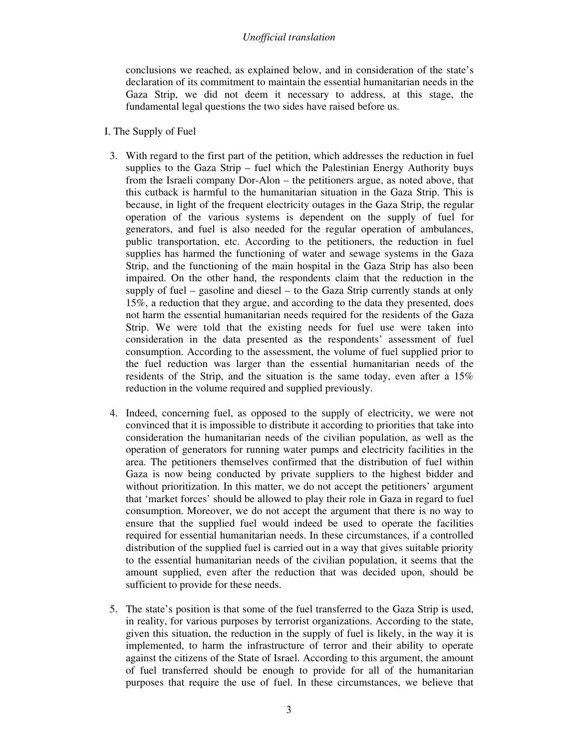conclusions we reached, as explained below, and in consideration of the state's declaration of its commitment to maintain the essential humanitarian needs in the Gaza Strip, we did not deem it necessary to address, at this stage, the fundamental legal questions the two sides have raised before us.

I. The Supply of Fuel

3. With regard to the first part of the petition, which addresses the reduction in fuel supplies to the Gaza Strip – fuel which the Palestinian Energy Authority buys from the Israeli company Dor-Alon – the petitioners argue, as noted above, that this cutback is harmful to the humanitarian situation in the Gaza Strip. This is because, in light of the frequent electricity outages in the Gaza Strip, the regular operation of the various systems is dependent on the supply of fuel for generators, and fuel is also needed for the regular operation of ambulances, public transportation, etc. According to the petitioners, the reduction in fuel supplies has harmed the functioning of water and sewage systems in the Gaza Strip, and the functioning of the main hospital in the Gaza Strip has also been impaired. On the other hand, the respondents claim that the reduction in the supply of fuel – gasoline and diesel – to the Gaza Strip currently stands at only 15%, a reduction that they argue, and according to the data they presented, does not harm the essential humanitarian needs required for the residents of the Gaza Strip. We were told that the existing needs for fuel use were taken into consideration in the data presented as the respondents' assessment of fuel consumption. According to the assessment, the volume of fuel supplied prior to the fuel reduction was larger than the essential humanitarian needs of the residents of the Strip, and the situation is the same today, even after a 15% reduction in the volume required and supplied previously.

4. Indeed, concerning fuel, as opposed to the supply of electricity, we were not convinced that it is impossible to distribute it according to priorities that take into consideration the humanitarian needs of the civilian population, as well as the operation of generators for running water pumps and electricity facilities in the area. The petitioners themselves confirmed that the distribution of fuel within Gaza is now being conducted by private suppliers to the highest bidder and without prioritization. In this matter, we do not accept the petitioners' argument that 'market forces' should be allowed to play their role in Gaza in regard to fuel consumption. Moreover, we do not accept the argument that there is no way to ensure that the supplied fuel would indeed be used to operate the facilities required for essential humanitarian needs. In these circumstances, if a controlled distribution of the supplied fuel is carried out in a way that gives suitable priority to the essential humanitarian needs of the civilian population, it seems that the amount supplied, even after the reduction that was decided upon, should be sufficient to provide for these needs.

5. The state's position is that some of the fuel transferred to the Gaza Strip is used, in reality, for various purposes by terrorist organizations. According to the state, given this situation, the reduction in the supply of fuel is likely, in the way it is implemented, to harm the infrastructure of terror and their ability to operate against the citizens of the State of Israel. According to this argument, the amount of fuel transferred should be enough to provide for all of the humanitarian purposes that require the use of fuel. In these circumstances, we believe that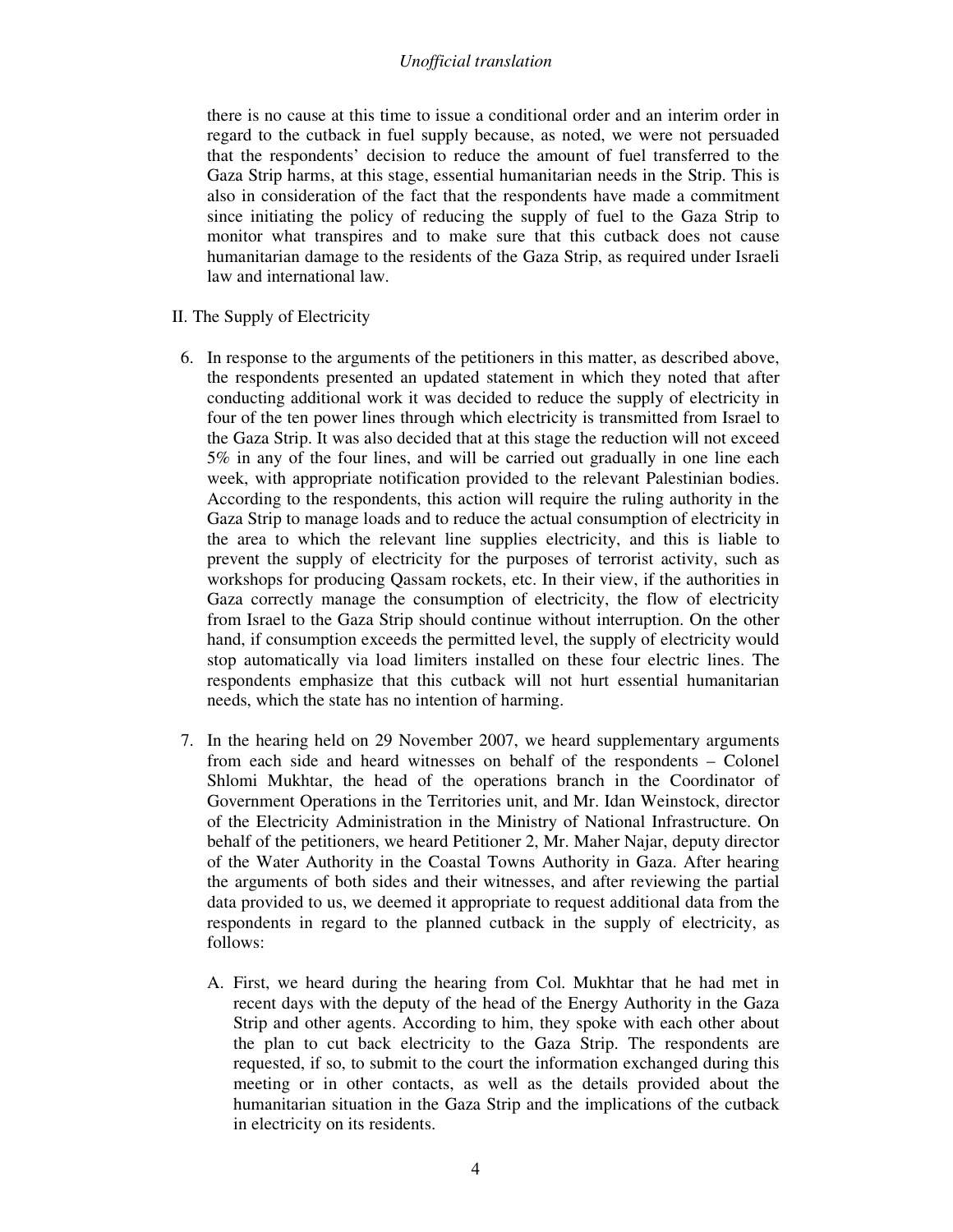there is no cause at this time to issue a conditional order and an interim order in regard to the cutback in fuel supply because, as noted, we were not persuaded that the respondents' decision to reduce the amount of fuel transferred to the Gaza Strip harms, at this stage, essential humanitarian needs in the Strip. This is also in consideration of the fact that the respondents have made a commitment since initiating the policy of reducing the supply of fuel to the Gaza Strip to monitor what transpires and to make sure that this cutback does not cause humanitarian damage to the residents of the Gaza Strip, as required under Israeli law and international law.

II. The Supply of Electricity

6. In response to the arguments of the petitioners in this matter, as described above, the respondents presented an updated statement in which they noted that after conducting additional work it was decided to reduce the supply of electricity in four of the ten power lines through which electricity is transmitted from Israel to the Gaza Strip. It was also decided that at this stage the reduction will not exceed 5% in any of the four lines, and will be carried out gradually in one line each week, with appropriate notification provided to the relevant Palestinian bodies. According to the respondents, this action will require the ruling authority in the Gaza Strip to manage loads and to reduce the actual consumption of electricity in the area to which the relevant line supplies electricity, and this is liable to prevent the supply of electricity for the purposes of terrorist activity, such as workshops for producing Qassam rockets, etc. In their view, if the authorities in Gaza correctly manage the consumption of electricity, the flow of electricity from Israel to the Gaza Strip should continue without interruption. On the other hand, if consumption exceeds the permitted level, the supply of electricity would stop automatically via load limiters installed on these four electric lines. The respondents emphasize that this cutback will not hurt essential humanitarian needs, which the state has no intention of harming.

7. In the hearing held on 29 November 2007, we heard supplementary arguments from each side and heard witnesses on behalf of the respondents – Colonel Shlomi Mukhtar, the head of the operations branch in the Coordinator of Government Operations in the Territories unit, and Mr. Idan Weinstock, director of the Electricity Administration in the Ministry of National Infrastructure. On behalf of the petitioners, we heard Petitioner 2, Mr. Maher Najar, deputy director of the Water Authority in the Coastal Towns Authority in Gaza. After hearing the arguments of both sides and their witnesses, and after reviewing the partial data provided to us, we deemed it appropriate to request additional data from the respondents in regard to the planned cutback in the supply of electricity, as follows:

   A. First, we heard during the hearing from Col. Mukhtar that he had met in recent days with the deputy of the head of the Energy Authority in the Gaza Strip and other agents. According to him, they spoke with each other about the plan to cut back electricity to the Gaza Strip. The respondents are requested, if so, to submit to the court the information exchanged during this meeting or in other contacts, as well as the details provided about the humanitarian situation in the Gaza Strip and the implications of the cutback in electricity on its residents.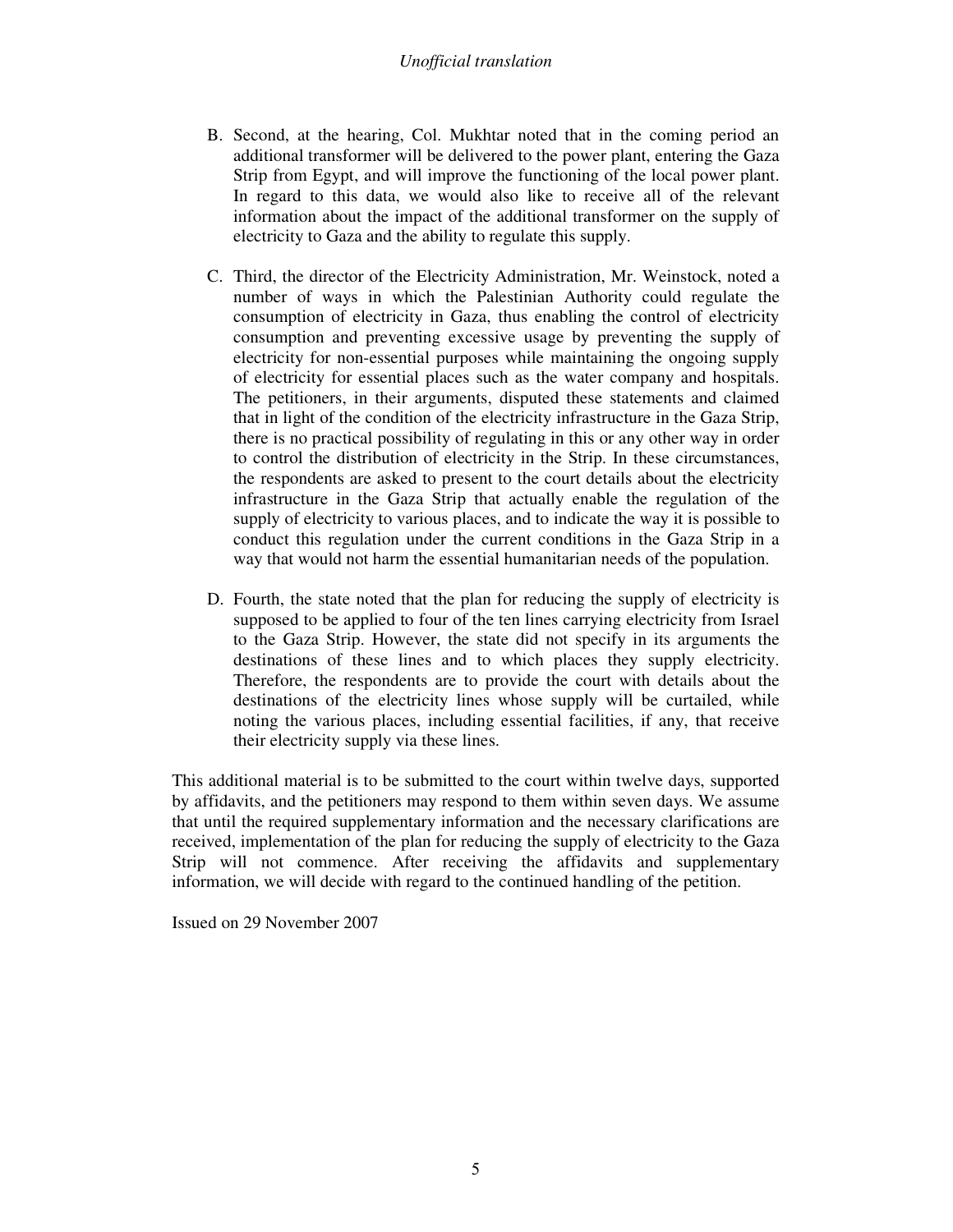B. Second, at the hearing, Col. Mukhtar noted that in the coming period an additional transformer will be delivered to the power plant, entering the Gaza Strip from Egypt, and will improve the functioning of the local power plant. In regard to this data, we would also like to receive all of the relevant information about the impact of the additional transformer on the supply of electricity to Gaza and the ability to regulate this supply.

C. Third, the director of the Electricity Administration, Mr. Weinstock, noted a number of ways in which the Palestinian Authority could regulate the consumption of electricity in Gaza, thus enabling the control of electricity consumption and preventing excessive usage by preventing the supply of electricity for non-essential purposes while maintaining the ongoing supply of electricity for essential places such as the water company and hospitals. The petitioners, in their arguments, disputed these statements and claimed that in light of the condition of the electricity infrastructure in the Gaza Strip, there is no practical possibility of regulating in this or any other way in order to control the distribution of electricity in the Strip. In these circumstances, the respondents are asked to present to the court details about the electricity infrastructure in the Gaza Strip that actually enable the regulation of the supply of electricity to various places, and to indicate the way it is possible to conduct this regulation under the current conditions in the Gaza Strip in a way that would not harm the essential humanitarian needs of the population.

D. Fourth, the state noted that the plan for reducing the supply of electricity is supposed to be applied to four of the ten lines carrying electricity from Israel to the Gaza Strip. However, the state did not specify in its arguments the destinations of these lines and to which places they supply electricity. Therefore, the respondents are to provide the court with details about the destinations of the electricity lines whose supply will be curtailed, while noting the various places, including essential facilities, if any, that receive their electricity supply via these lines.

This additional material is to be submitted to the court within twelve days, supported by affidavits, and the petitioners may respond to them within seven days. We assume that until the required supplementary information and the necessary clarifications are received, implementation of the plan for reducing the supply of electricity to the Gaza Strip will not commence. After receiving the affidavits and supplementary information, we will decide with regard to the continued handling of the petition.

Issued on 29 November 2007